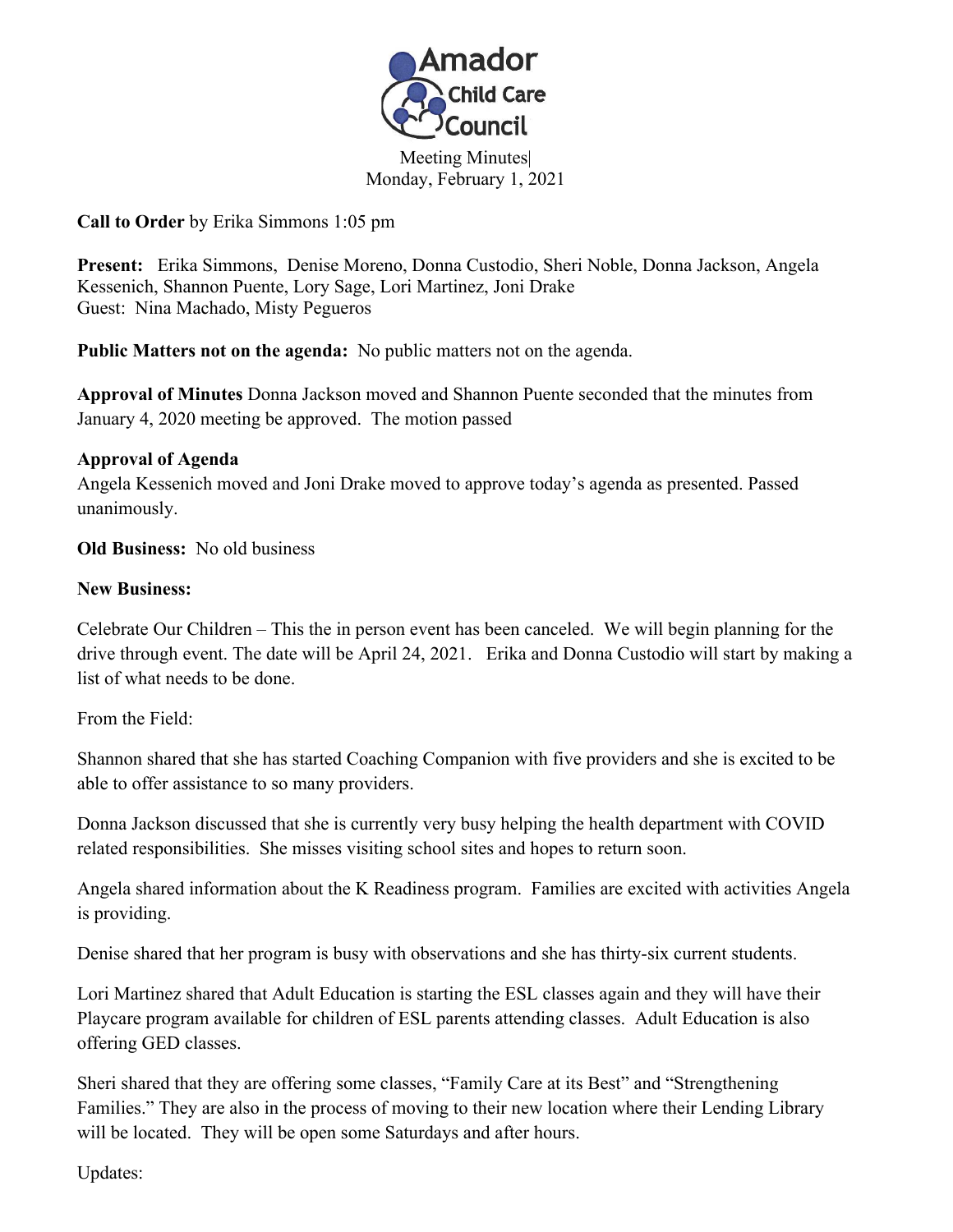# Amador Child Care Council

Meeting Minutes|
Monday, February 1, 2021

**Call to Order** by Erika Simmons 1:05 pm

**Present:** Erika Simmons, Denise Moreno, Donna Custodio, Sheri Noble, Donna Jackson, Angela Kessenich, Shannon Puente, Lory Sage, Lori Martinez, Joni Drake
Guest: Nina Machado, Misty Pegueros

**Public Matters not on the agenda:** No public matters not on the agenda.

**Approval of Minutes** Donna Jackson moved and Shannon Puente seconded that the minutes from January 4, 2020 meeting be approved. The motion passed

**Approval of Agenda**
Angela Kessenich moved and Joni Drake moved to approve today's agenda as presented. Passed unanimously.

**Old Business:** No old business

**New Business:**

Celebrate Our Children – This the in person event has been canceled. We will begin planning for the drive through event. The date will be April 24, 2021. Erika and Donna Custodio will start by making a list of what needs to be done.

From the Field:

Shannon shared that she has started Coaching Companion with five providers and she is excited to be able to offer assistance to so many providers.

Donna Jackson discussed that she is currently very busy helping the health department with COVID related responsibilities. She misses visiting school sites and hopes to return soon.

Angela shared information about the K Readiness program. Families are excited with activities Angela is providing.

Denise shared that her program is busy with observations and she has thirty-six current students.

Lori Martinez shared that Adult Education is starting the ESL classes again and they will have their Playcare program available for children of ESL parents attending classes. Adult Education is also offering GED classes.

Sheri shared that they are offering some classes, "Family Care at its Best" and "Strengthening Families." They are also in the process of moving to their new location where their Lending Library will be located. They will be open some Saturdays and after hours.

Updates: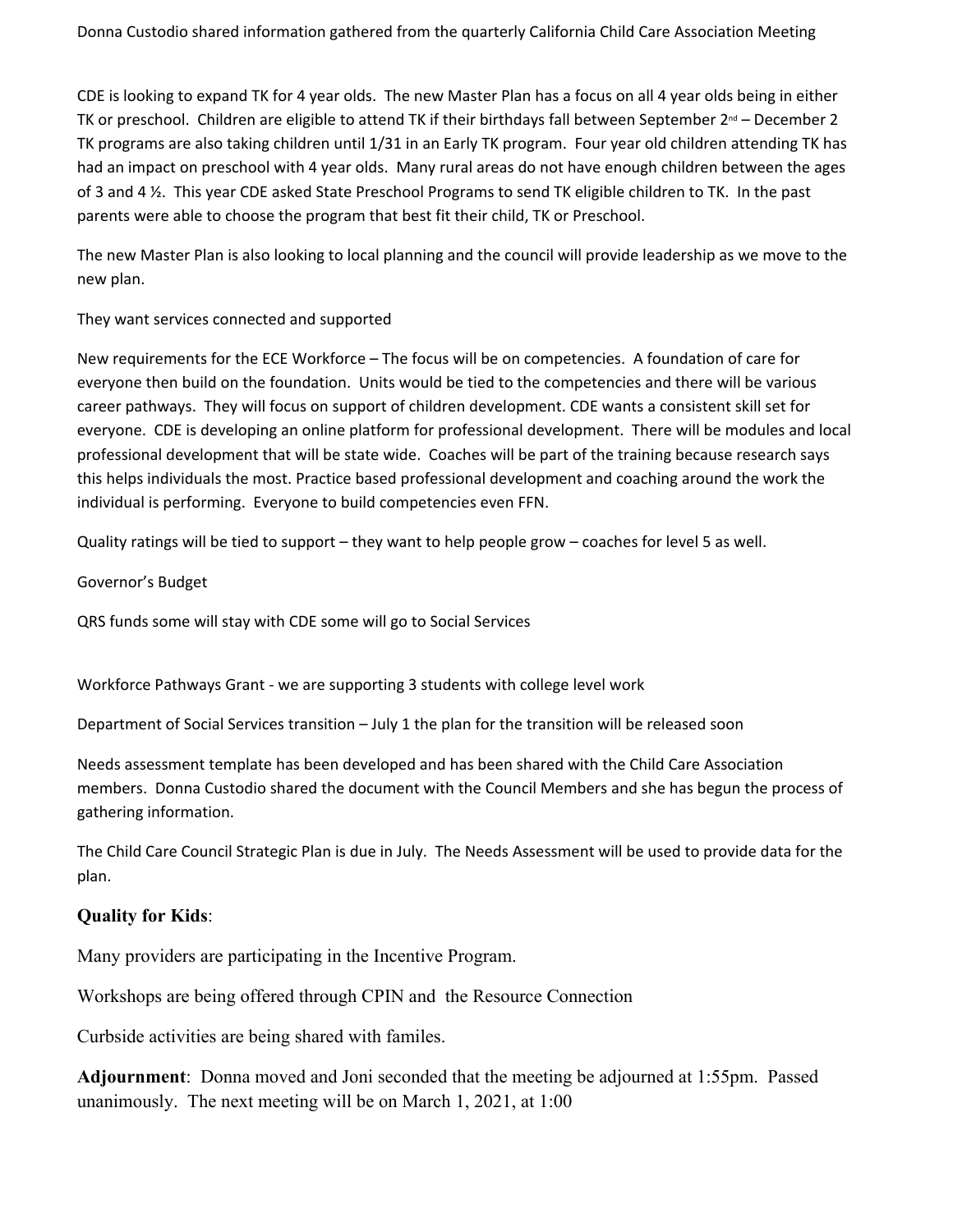Donna Custodio shared information gathered from the quarterly California Child Care Association Meeting

CDE is looking to expand TK for 4 year olds. The new Master Plan has a focus on all 4 year olds being in either TK or preschool. Children are eligible to attend TK if their birthdays fall between September 2nd – December 2 TK programs are also taking children until 1/31 in an Early TK program. Four year old children attending TK has had an impact on preschool with 4 year olds. Many rural areas do not have enough children between the ages of 3 and 4 ½. This year CDE asked State Preschool Programs to send TK eligible children to TK. In the past parents were able to choose the program that best fit their child, TK or Preschool.

The new Master Plan is also looking to local planning and the council will provide leadership as we move to the new plan.

They want services connected and supported

New requirements for the ECE Workforce – The focus will be on competencies. A foundation of care for everyone then build on the foundation. Units would be tied to the competencies and there will be various career pathways. They will focus on support of children development. CDE wants a consistent skill set for everyone. CDE is developing an online platform for professional development. There will be modules and local professional development that will be state wide. Coaches will be part of the training because research says this helps individuals the most. Practice based professional development and coaching around the work the individual is performing. Everyone to build competencies even FFN.

Quality ratings will be tied to support – they want to help people grow – coaches for level 5 as well.

Governor's Budget

QRS funds some will stay with CDE some will go to Social Services

Workforce Pathways Grant - we are supporting 3 students with college level work

Department of Social Services transition – July 1 the plan for the transition will be released soon

Needs assessment template has been developed and has been shared with the Child Care Association members. Donna Custodio shared the document with the Council Members and she has begun the process of gathering information.

The Child Care Council Strategic Plan is due in July. The Needs Assessment will be used to provide data for the plan.

**Quality for Kids**:

Many providers are participating in the Incentive Program.

Workshops are being offered through CPIN and the Resource Connection

Curbside activities are being shared with familes.

**Adjournment**: Donna moved and Joni seconded that the meeting be adjourned at 1:55pm. Passed unanimously. The next meeting will be on March 1, 2021, at 1:00